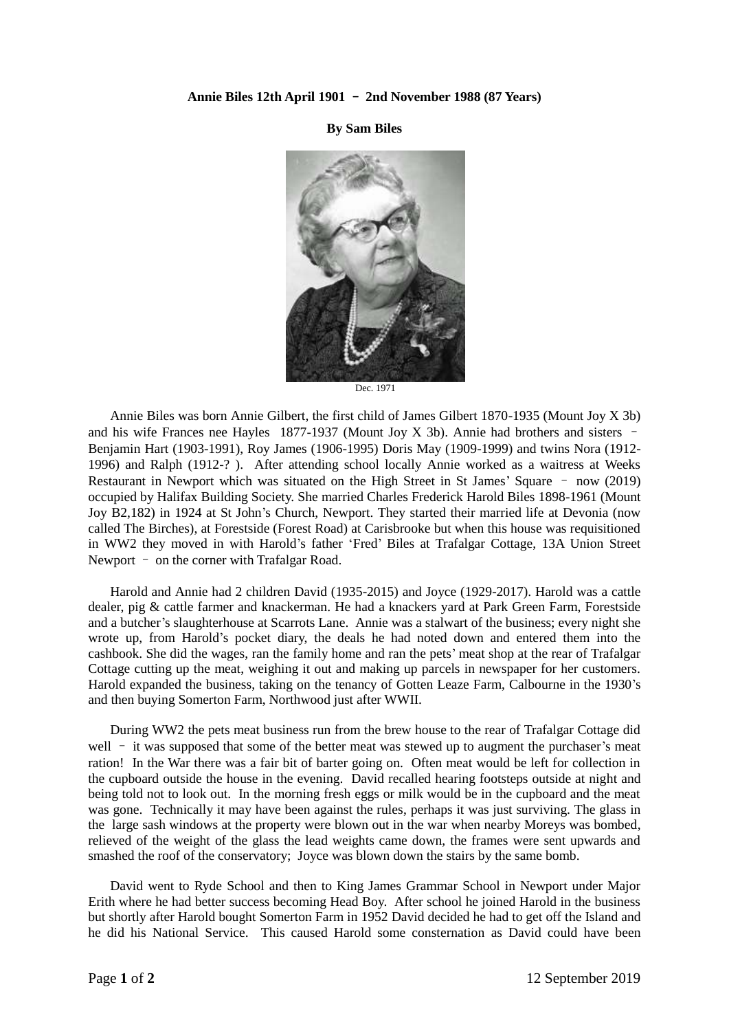**Annie Biles 12th April 1901 – 2nd November 1988 (87 Years)**

**By Sam Biles**

Dec. 1971

Annie Biles was born Annie Gilbert, the first child of James Gilbert 1870-1935 (Mount Joy X 3b) and his wife Frances nee Hayles 1877-1937 (Mount Joy X 3b). Annie had brothers and sisters – Benjamin Hart (1903-1991), Roy James (1906-1995) Doris May (1909-1999) and twins Nora (1912-1996) and Ralph (1912-? ). After attending school locally Annie worked as a waitress at Weeks Restaurant in Newport which was situated on the High Street in St James' Square – now (2019) occupied by Halifax Building Society. She married Charles Frederick Harold Biles 1898-1961 (Mount Joy B2,182) in 1924 at St John's Church, Newport. They started their married life at Devonia (now called The Birches), at Forestside (Forest Road) at Carisbrooke but when this house was requisitioned in WW2 they moved in with Harold's father 'Fred' Biles at Trafalgar Cottage, 13A Union Street Newport – on the corner with Trafalgar Road.

Harold and Annie had 2 children David (1935-2015) and Joyce (1929-2017). Harold was a cattle dealer, pig & cattle farmer and knackerman. He had a knackers yard at Park Green Farm, Forestside and a butcher's slaughterhouse at Scarrots Lane. Annie was a stalwart of the business; every night she wrote up, from Harold's pocket diary, the deals he had noted down and entered them into the cashbook. She did the wages, ran the family home and ran the pets' meat shop at the rear of Trafalgar Cottage cutting up the meat, weighing it out and making up parcels in newspaper for her customers. Harold expanded the business, taking on the tenancy of Gotten Leaze Farm, Calbourne in the 1930's and then buying Somerton Farm, Northwood just after WWII.

During WW2 the pets meat business run from the brew house to the rear of Trafalgar Cottage did well – it was supposed that some of the better meat was stewed up to augment the purchaser's meat ration! In the War there was a fair bit of barter going on. Often meat would be left for collection in the cupboard outside the house in the evening. David recalled hearing footsteps outside at night and being told not to look out. In the morning fresh eggs or milk would be in the cupboard and the meat was gone. Technically it may have been against the rules, perhaps it was just surviving. The glass in the large sash windows at the property were blown out in the war when nearby Moreys was bombed, relieved of the weight of the glass the lead weights came down, the frames were sent upwards and smashed the roof of the conservatory; Joyce was blown down the stairs by the same bomb.

David went to Ryde School and then to King James Grammar School in Newport under Major Erith where he had better success becoming Head Boy. After school he joined Harold in the business but shortly after Harold bought Somerton Farm in 1952 David decided he had to get off the Island and he did his National Service. This caused Harold some consternation as David could have been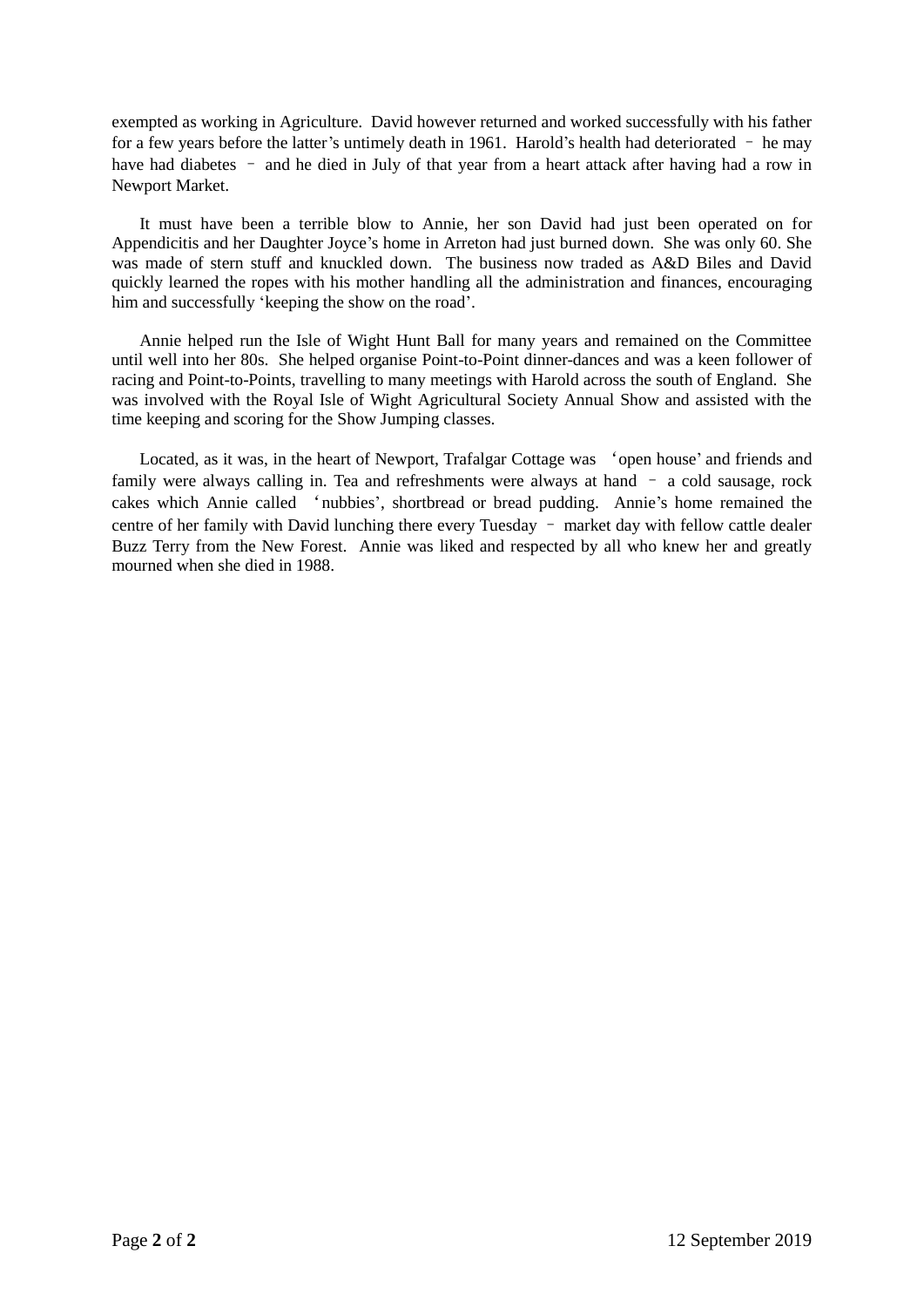exempted as working in Agriculture. David however returned and worked successfully with his father for a few years before the latter's untimely death in 1961. Harold's health had deteriorated – he may have had diabetes – and he died in July of that year from a heart attack after having had a row in Newport Market.

It must have been a terrible blow to Annie, her son David had just been operated on for Appendicitis and her Daughter Joyce's home in Arreton had just burned down. She was only 60. She was made of stern stuff and knuckled down. The business now traded as A&D Biles and David quickly learned the ropes with his mother handling all the administration and finances, encouraging him and successfully 'keeping the show on the road'.

Annie helped run the Isle of Wight Hunt Ball for many years and remained on the Committee until well into her 80s. She helped organise Point-to-Point dinner-dances and was a keen follower of racing and Point-to-Points, travelling to many meetings with Harold across the south of England. She was involved with the Royal Isle of Wight Agricultural Society Annual Show and assisted with the time keeping and scoring for the Show Jumping classes.

Located, as it was, in the heart of Newport, Trafalgar Cottage was 'open house' and friends and family were always calling in. Tea and refreshments were always at hand – a cold sausage, rock cakes which Annie called 'nubbies', shortbread or bread pudding. Annie's home remained the centre of her family with David lunching there every Tuesday – market day with fellow cattle dealer Buzz Terry from the New Forest. Annie was liked and respected by all who knew her and greatly mourned when she died in 1988.

12 September 2019